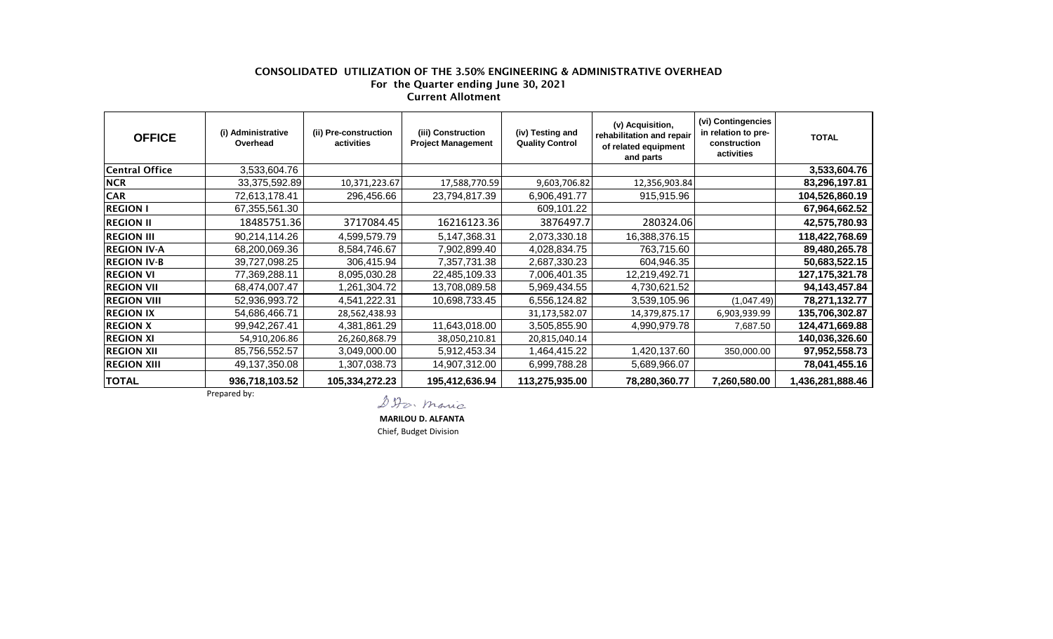# CONSOLIDATED UTILIZATION OF THE 3.50% ENGINEERING & ADMINISTRATIVE OVERHEAD

**For the Quarter ending June 30, 2021**

**Current Allotment**

| OFFICE | (i) Administrative Overhead | (ii) Pre-construction activities | (iii) Construction Project Management | (iv) Testing and Quality Control | (v) Acquisition, rehabilitation and repair of related equipment and parts | (vi) Contingencies in relation to pre-construction activities | TOTAL |
|---|---|---|---|---|---|---|---|
| Central Office | 3,533,604.76 | | | | | | **3,533,604.76** |
| NCR | 33,375,592.89 | 10,371,223.67 | 17,588,770.59 | 9,603,706.82 | 12,356,903.84 | | **83,296,197.81** |
| CAR | 72,613,178.41 | 296,456.66 | 23,794,817.39 | 6,906,491.77 | 915,915.96 | | **104,526,860.19** |
| REGION I | 67,355,561.30 | | | 609,101.22 | | | **67,964,662.52** |
| REGION II | 18485751.36 | 3717084.45 | 16216123.36 | 3876497.7 | 280324.06 | | **42,575,780.93** |
| REGION III | 90,214,114.26 | 4,599,579.79 | 5,147,368.31 | 2,073,330.18 | 16,388,376.15 | | **118,422,768.69** |
| REGION IV-A | 68,200,069.36 | 8,584,746.67 | 7,902,899.40 | 4,028,834.75 | 763,715.60 | | **89,480,265.78** |
| REGION IV-B | 39,727,098.25 | 306,415.94 | 7,357,731.38 | 2,687,330.23 | 604,946.35 | | **50,683,522.15** |
| REGION VI | 77,369,288.11 | 8,095,030.28 | 22,485,109.33 | 7,006,401.35 | 12,219,492.71 | | **127,175,321.78** |
| REGION VII | 68,474,007.47 | 1,261,304.72 | 13,708,089.58 | 5,969,434.55 | 4,730,621.52 | | **94,143,457.84** |
| REGION VIII | 52,936,993.72 | 4,541,222.31 | 10,698,733.45 | 6,556,124.82 | 3,539,105.96 | (1,047.49) | **78,271,132.77** |
| REGION IX | 54,686,466.71 | 28,562,438.93 | | 31,173,582.07 | 14,379,875.17 | 6,903,939.99 | **135,706,302.87** |
| REGION X | 99,942,267.41 | 4,381,861.29 | 11,643,018.00 | 3,505,855.90 | 4,990,979.78 | 7,687.50 | **124,471,669.88** |
| REGION XI | 54,910,206.86 | 26,260,868.79 | 38,050,210.81 | 20,815,040.14 | | | **140,036,326.60** |
| REGION XII | 85,756,552.57 | 3,049,000.00 | 5,912,453.34 | 1,464,415.22 | 1,420,137.60 | 350,000.00 | **97,952,558.73** |
| REGION XIII | 49,137,350.08 | 1,307,038.73 | 14,907,312.00 | 6,999,788.28 | 5,689,966.07 | | **78,041,455.16** |
| **TOTAL** | **936,718,103.52** | **105,334,272.23** | **195,412,636.94** | **113,275,935.00** | **78,280,360.77** | **7,260,580.00** | **1,436,281,888.46** |

Prepared by:

**MARILOU D. ALFANTA**

Chief, Budget Division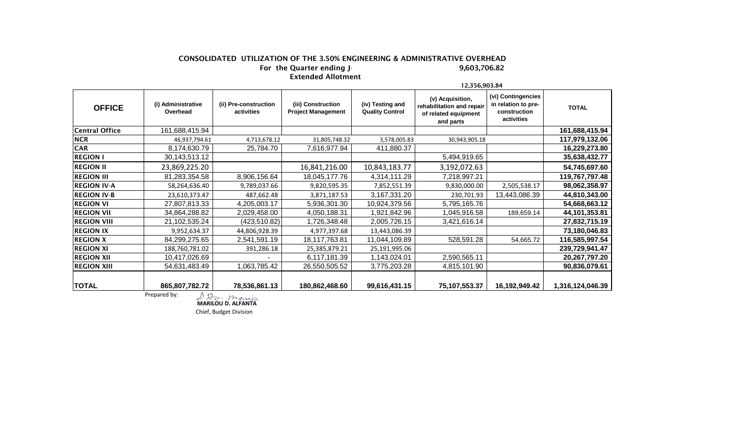# CONSOLIDATED UTILIZATION OF THE 3.50% ENGINEERING & ADMINISTRATIVE OVERHEAD

For the Quarter ending J 9,603,706.82

Extended Allotment

12,356,903.84

| OFFICE | (i) Administrative Overhead | (ii) Pre-construction activities | (iii) Construction Project Management | (iv) Testing and Quality Control | (v) Acquisition, rehabilitation and repair of related equipment and parts | (vi) Contingencies in relation to pre-construction activities | TOTAL |
|---|---|---|---|---|---|---|---|
| Central Office | 161,688,415.94 | | | | | | 161,688,415.94 |
| NCR | 46,937,794.61 | 4,713,678.12 | 31,805,748.32 | 3,578,005.83 | 30,943,905.18 | | 117,979,132.06 |
| CAR | 8,174,630.79 | 25,784.70 | 7,616,977.94 | 411,880.37 | | | 16,229,273.80 |
| REGION I | 30,143,513.12 | | | | 5,494,919.65 | | 35,638,432.77 |
| REGION II | 23,869,225.20 | | 16,841,216.00 | 10,843,183.77 | 3,192,072.63 | | 54,745,697.60 |
| REGION III | 81,283,354.58 | 8,906,156.64 | 18,045,177.76 | 4,314,111.29 | 7,218,997.21 | | 119,767,797.48 |
| REGION IV-A | 58,264,636.40 | 9,789,037.66 | 9,820,595.35 | 7,852,551.39 | 9,830,000.00 | 2,505,538.17 | 98,062,358.97 |
| REGION IV-B | 23,610,373.47 | 487,662.48 | 3,871,187.53 | 3,167,331.20 | 230,701.93 | 13,443,086.39 | 44,810,343.00 |
| REGION VI | 27,807,813.33 | 4,205,003.17 | 5,936,301.30 | 10,924,379.56 | 5,795,165.76 | | 54,668,663.12 |
| REGION VII | 34,864,288.82 | 2,029,458.00 | 4,050,188.31 | 1,921,842.96 | 1,045,916.58 | 189,659.14 | 44,101,353.81 |
| REGION VIII | 21,102,535.24 | (423,510.82) | 1,726,348.48 | 2,005,726.15 | 3,421,616.14 | | 27,832,715.19 |
| REGION IX | 9,952,634.37 | 44,806,928.39 | 4,977,397.68 | 13,443,086.39 | | | 73,180,046.83 |
| REGION X | 84,299,275.65 | 2,541,591.19 | 18,117,763.81 | 11,044,109.89 | 528,591.28 | 54,665.72 | 116,585,997.54 |
| REGION XI | 188,760,781.02 | 391,286.18 | 25,385,879.21 | 25,191,995.06 | | | 239,729,941.47 |
| REGION XII | 10,417,026.69 | - | 6,117,181.39 | 1,143,024.01 | 2,590,565.11 | | 20,267,797.20 |
| REGION XIII | 54,631,483.49 | 1,063,785.42 | 26,550,505.52 | 3,775,203.28 | 4,815,101.90 | | 90,836,079.61 |
| **TOTAL** | **865,807,782.72** | **78,536,861.13** | **180,862,468.60** | **99,616,431.15** | **75,107,553.37** | **16,192,949.42** | **1,316,124,046.39** |

Prepared by:

**MARILOU D. ALFANTA**
Chief, Budget Division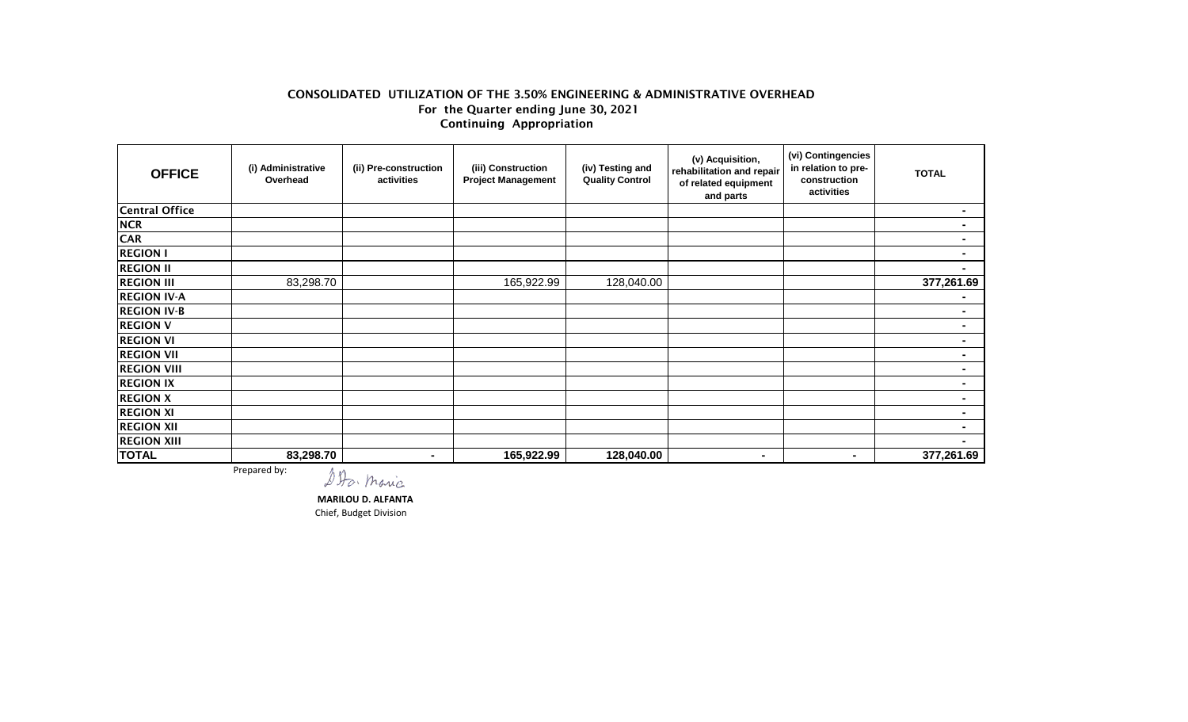# CONSOLIDATED UTILIZATION OF THE 3.50% ENGINEERING & ADMINISTRATIVE OVERHEAD

For the Quarter ending June 30, 2021

Continuing Appropriation

| OFFICE | (i) Administrative Overhead | (ii) Pre-construction activities | (iii) Construction Project Management | (iv) Testing and Quality Control | (v) Acquisition, rehabilitation and repair of related equipment and parts | (vi) Contingencies in relation to pre-construction activities | TOTAL |
|---|---|---|---|---|---|---|---|
| Central Office | | | | | | | - |
| NCR | | | | | | | - |
| CAR | | | | | | | - |
| REGION I | | | | | | | - |
| REGION II | | | | | | | - |
| REGION III | 83,298.70 | | 165,922.99 | 128,040.00 | | | 377,261.69 |
| REGION IV-A | | | | | | | - |
| REGION IV-B | | | | | | | - |
| REGION V | | | | | | | - |
| REGION VI | | | | | | | - |
| REGION VII | | | | | | | - |
| REGION VIII | | | | | | | - |
| REGION IX | | | | | | | - |
| REGION X | | | | | | | - |
| REGION XI | | | | | | | - |
| REGION XII | | | | | | | - |
| REGION XIII | | | | | | | - |
| **TOTAL** | **83,298.70** | **-** | **165,922.99** | **128,040.00** | **-** | **-** | **377,261.69** |

Prepared by:

**MARILOU D. ALFANTA**
Chief, Budget Division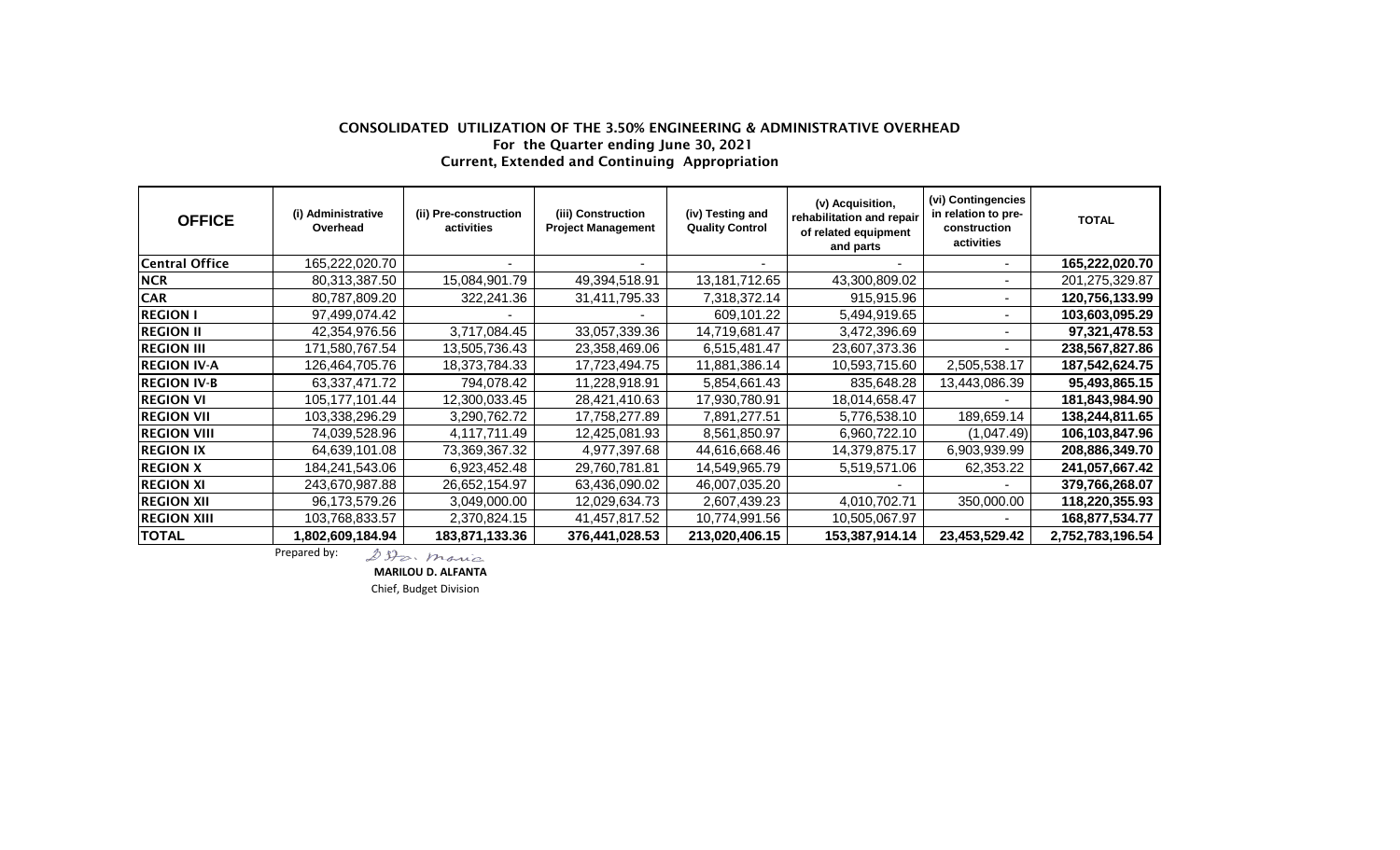**CONSOLIDATED UTILIZATION OF THE 3.50% ENGINEERING & ADMINISTRATIVE OVERHEAD**
**For the Quarter ending June 30, 2021**
**Current, Extended and Continuing Appropriation**

| OFFICE | (i) Administrative Overhead | (ii) Pre-construction activities | (iii) Construction Project Management | (iv) Testing and Quality Control | (v) Acquisition, rehabilitation and repair of related equipment and parts | (vi) Contingencies in relation to pre-construction activities | TOTAL |
|---|---|---|---|---|---|---|---|
| **Central Office** | 165,222,020.70 | - | - | - | - | - | **165,222,020.70** |
| **NCR** | 80,313,387.50 | 15,084,901.79 | 49,394,518.91 | 13,181,712.65 | 43,300,809.02 | - | 201,275,329.87 |
| **CAR** | 80,787,809.20 | 322,241.36 | 31,411,795.33 | 7,318,372.14 | 915,915.96 | - | **120,756,133.99** |
| **REGION I** | 97,499,074.42 | - | - | 609,101.22 | 5,494,919.65 | - | **103,603,095.29** |
| **REGION II** | 42,354,976.56 | 3,717,084.45 | 33,057,339.36 | 14,719,681.47 | 3,472,396.69 | - | **97,321,478.53** |
| **REGION III** | 171,580,767.54 | 13,505,736.43 | 23,358,469.06 | 6,515,481.47 | 23,607,373.36 | - | **238,567,827.86** |
| **REGION IV-A** | 126,464,705.76 | 18,373,784.33 | 17,723,494.75 | 11,881,386.14 | 10,593,715.60 | 2,505,538.17 | **187,542,624.75** |
| **REGION IV-B** | 63,337,471.72 | 794,078.42 | 11,228,918.91 | 5,854,661.43 | 835,648.28 | 13,443,086.39 | **95,493,865.15** |
| **REGION VI** | 105,177,101.44 | 12,300,033.45 | 28,421,410.63 | 17,930,780.91 | 18,014,658.47 | - | **181,843,984.90** |
| **REGION VII** | 103,338,296.29 | 3,290,762.72 | 17,758,277.89 | 7,891,277.51 | 5,776,538.10 | 189,659.14 | **138,244,811.65** |
| **REGION VIII** | 74,039,528.96 | 4,117,711.49 | 12,425,081.93 | 8,561,850.97 | 6,960,722.10 | (1,047.49) | **106,103,847.96** |
| **REGION IX** | 64,639,101.08 | 73,369,367.32 | 4,977,397.68 | 44,616,668.46 | 14,379,875.17 | 6,903,939.99 | **208,886,349.70** |
| **REGION X** | 184,241,543.06 | 6,923,452.48 | 29,760,781.81 | 14,549,965.79 | 5,519,571.06 | 62,353.22 | **241,057,667.42** |
| **REGION XI** | 243,670,987.88 | 26,652,154.97 | 63,436,090.02 | 46,007,035.20 | - | - | **379,766,268.07** |
| **REGION XII** | 96,173,579.26 | 3,049,000.00 | 12,029,634.73 | 2,607,439.23 | 4,010,702.71 | 350,000.00 | **118,220,355.93** |
| **REGION XIII** | 103,768,833.57 | 2,370,824.15 | 41,457,817.52 | 10,774,991.56 | 10,505,067.97 | - | **168,877,534.77** |
| **TOTAL** | **1,802,609,184.94** | **183,871,133.36** | **376,441,028.53** | **213,020,406.15** | **153,387,914.14** | **23,453,529.42** | **2,752,783,196.54** |

Prepared by:

**MARILOU D. ALFANTA**
Chief, Budget Division